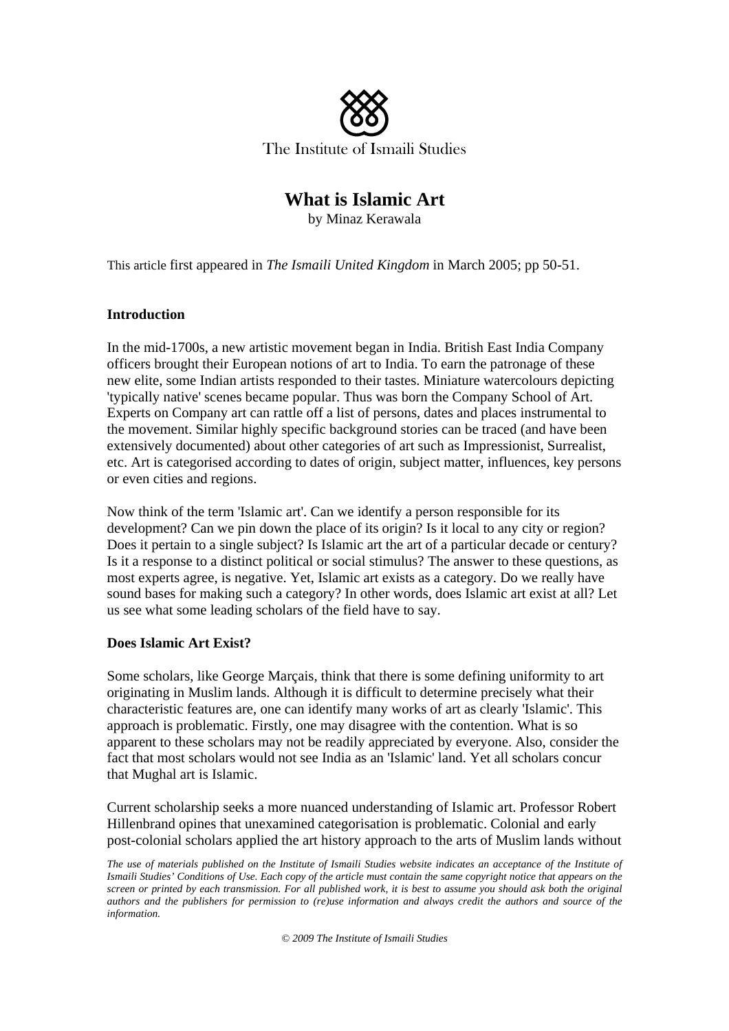The Institute of Ismaili Studies

# What is Islamic Art

by Minaz Kerawala

This article first appeared in *The Ismaili United Kingdom* in March 2005; pp 50-51.

## Introduction

In the mid-1700s, a new artistic movement began in India. British East India Company officers brought their European notions of art to India. To earn the patronage of these new elite, some Indian artists responded to their tastes. Miniature watercolours depicting 'typically native' scenes became popular. Thus was born the Company School of Art. Experts on Company art can rattle off a list of persons, dates and places instrumental to the movement. Similar highly specific background stories can be traced (and have been extensively documented) about other categories of art such as Impressionist, Surrealist, etc. Art is categorised according to dates of origin, subject matter, influences, key persons or even cities and regions.

Now think of the term 'Islamic art'. Can we identify a person responsible for its development? Can we pin down the place of its origin? Is it local to any city or region? Does it pertain to a single subject? Is Islamic art the art of a particular decade or century? Is it a response to a distinct political or social stimulus? The answer to these questions, as most experts agree, is negative. Yet, Islamic art exists as a category. Do we really have sound bases for making such a category? In other words, does Islamic art exist at all? Let us see what some leading scholars of the field have to say.

## Does Islamic Art Exist?

Some scholars, like George Marçais, think that there is some defining uniformity to art originating in Muslim lands. Although it is difficult to determine precisely what their characteristic features are, one can identify many works of art as clearly 'Islamic'. This approach is problematic. Firstly, one may disagree with the contention. What is so apparent to these scholars may not be readily appreciated by everyone. Also, consider the fact that most scholars would not see India as an 'Islamic' land. Yet all scholars concur that Mughal art is Islamic.

Current scholarship seeks a more nuanced understanding of Islamic art. Professor Robert Hillenbrand opines that unexamined categorisation is problematic. Colonial and early post-colonial scholars applied the art history approach to the arts of Muslim lands without

*The use of materials published on the Institute of Ismaili Studies website indicates an acceptance of the Institute of Ismaili Studies' Conditions of Use. Each copy of the article must contain the same copyright notice that appears on the screen or printed by each transmission. For all published work, it is best to assume you should ask both the original authors and the publishers for permission to (re)use information and always credit the authors and source of the information.*

*© 2009 The Institute of Ismaili Studies*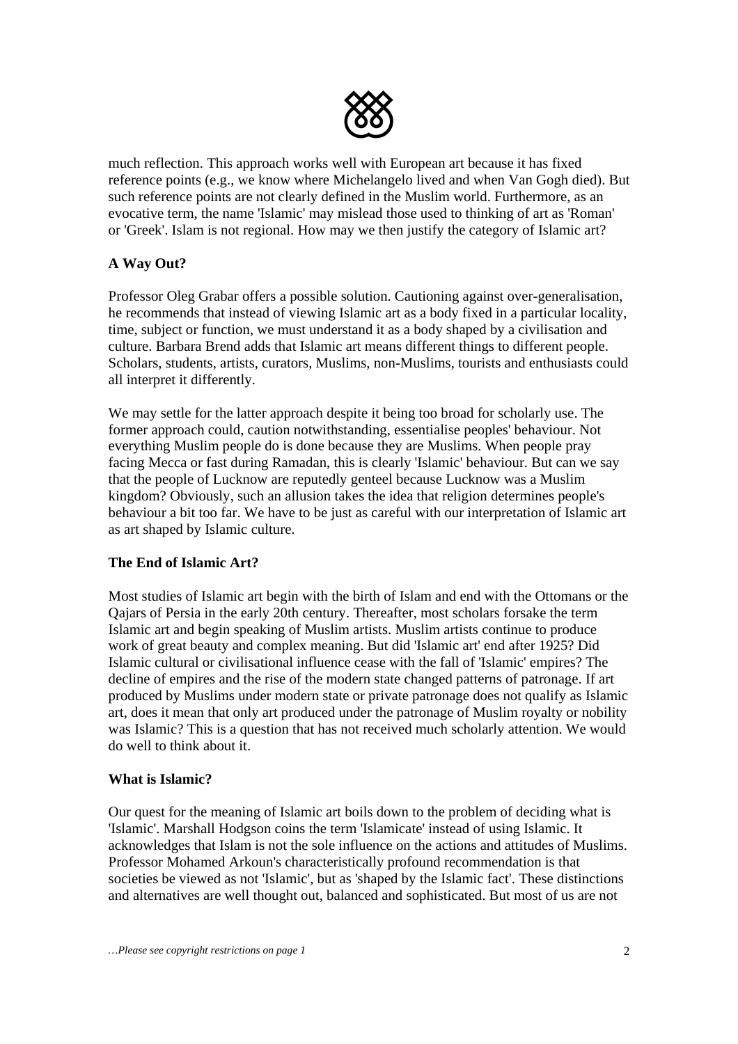much reflection. This approach works well with European art because it has fixed reference points (e.g., we know where Michelangelo lived and when Van Gogh died). But such reference points are not clearly defined in the Muslim world. Furthermore, as an evocative term, the name 'Islamic' may mislead those used to thinking of art as 'Roman' or 'Greek'. Islam is not regional. How may we then justify the category of Islamic art?

**A Way Out?**

Professor Oleg Grabar offers a possible solution. Cautioning against over-generalisation, he recommends that instead of viewing Islamic art as a body fixed in a particular locality, time, subject or function, we must understand it as a body shaped by a civilisation and culture. Barbara Brend adds that Islamic art means different things to different people. Scholars, students, artists, curators, Muslims, non-Muslims, tourists and enthusiasts could all interpret it differently.

We may settle for the latter approach despite it being too broad for scholarly use. The former approach could, caution notwithstanding, essentialise peoples' behaviour. Not everything Muslim people do is done because they are Muslims. When people pray facing Mecca or fast during Ramadan, this is clearly 'Islamic' behaviour. But can we say that the people of Lucknow are reputedly genteel because Lucknow was a Muslim kingdom? Obviously, such an allusion takes the idea that religion determines people's behaviour a bit too far. We have to be just as careful with our interpretation of Islamic art as art shaped by Islamic culture.

**The End of Islamic Art?**

Most studies of Islamic art begin with the birth of Islam and end with the Ottomans or the Qajars of Persia in the early 20th century. Thereafter, most scholars forsake the term Islamic art and begin speaking of Muslim artists. Muslim artists continue to produce work of great beauty and complex meaning. But did 'Islamic art' end after 1925? Did Islamic cultural or civilisational influence cease with the fall of 'Islamic' empires? The decline of empires and the rise of the modern state changed patterns of patronage. If art produced by Muslims under modern state or private patronage does not qualify as Islamic art, does it mean that only art produced under the patronage of Muslim royalty or nobility was Islamic? This is a question that has not received much scholarly attention. We would do well to think about it.

**What is Islamic?**

Our quest for the meaning of Islamic art boils down to the problem of deciding what is 'Islamic'. Marshall Hodgson coins the term 'Islamicate' instead of using Islamic. It acknowledges that Islam is not the sole influence on the actions and attitudes of Muslims. Professor Mohamed Arkoun's characteristically profound recommendation is that societies be viewed as not 'Islamic', but as 'shaped by the Islamic fact'. These distinctions and alternatives are well thought out, balanced and sophisticated. But most of us are not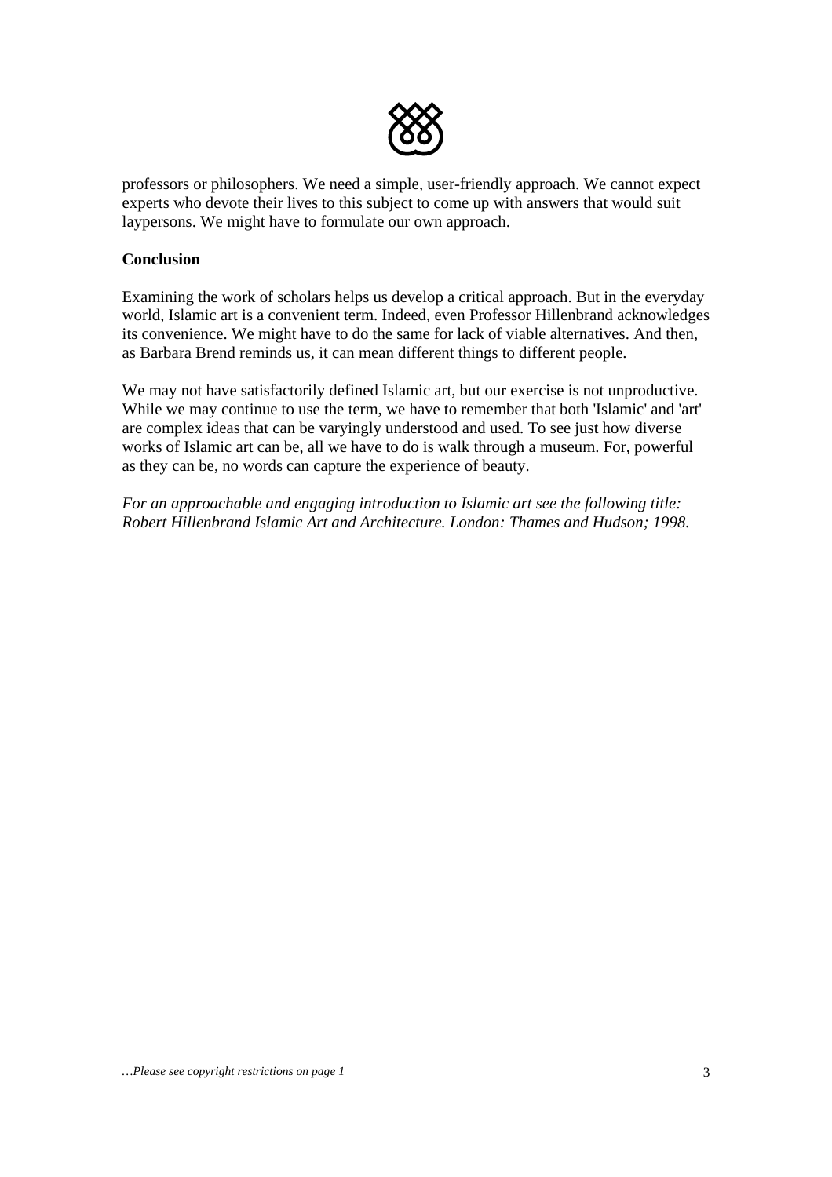professors or philosophers. We need a simple, user-friendly approach. We cannot expect experts who devote their lives to this subject to come up with answers that would suit laypersons. We might have to formulate our own approach.

**Conclusion**

Examining the work of scholars helps us develop a critical approach. But in the everyday world, Islamic art is a convenient term. Indeed, even Professor Hillenbrand acknowledges its convenience. We might have to do the same for lack of viable alternatives. And then, as Barbara Brend reminds us, it can mean different things to different people.

We may not have satisfactorily defined Islamic art, but our exercise is not unproductive. While we may continue to use the term, we have to remember that both 'Islamic' and 'art' are complex ideas that can be varyingly understood and used. To see just how diverse works of Islamic art can be, all we have to do is walk through a museum. For, powerful as they can be, no words can capture the experience of beauty.

*For an approachable and engaging introduction to Islamic art see the following title: Robert Hillenbrand Islamic Art and Architecture. London: Thames and Hudson; 1998.*